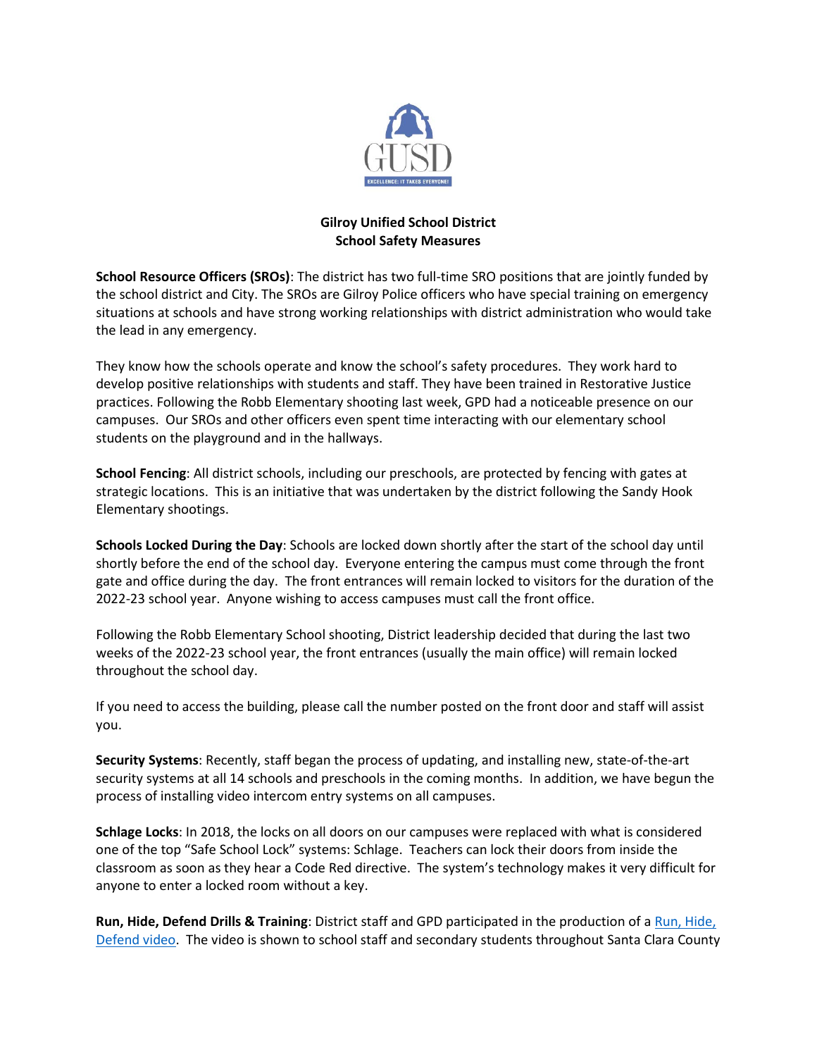**Gilroy Unified School District**
**School Safety Measures**

**School Resource Officers (SROs)**: The district has two full-time SRO positions that are jointly funded by the school district and City. The SROs are Gilroy Police officers who have special training on emergency situations at schools and have strong working relationships with district administration who would take the lead in any emergency.

They know how the schools operate and know the school's safety procedures. They work hard to develop positive relationships with students and staff. They have been trained in Restorative Justice practices. Following the Robb Elementary shooting last week, GPD had a noticeable presence on our campuses. Our SROs and other officers even spent time interacting with our elementary school students on the playground and in the hallways.

**School Fencing**: All district schools, including our preschools, are protected by fencing with gates at strategic locations. This is an initiative that was undertaken by the district following the Sandy Hook Elementary shootings.

**Schools Locked During the Day**: Schools are locked down shortly after the start of the school day until shortly before the end of the school day. Everyone entering the campus must come through the front gate and office during the day. The front entrances will remain locked to visitors for the duration of the 2022-23 school year. Anyone wishing to access campuses must call the front office.

Following the Robb Elementary School shooting, District leadership decided that during the last two weeks of the 2022-23 school year, the front entrances (usually the main office) will remain locked throughout the school day.

If you need to access the building, please call the number posted on the front door and staff will assist you.

**Security Systems**: Recently, staff began the process of updating, and installing new, state-of-the-art security systems at all 14 schools and preschools in the coming months. In addition, we have begun the process of installing video intercom entry systems on all campuses.

**Schlage Locks**: In 2018, the locks on all doors on our campuses were replaced with what is considered one of the top "Safe School Lock" systems: Schlage. Teachers can lock their doors from inside the classroom as soon as they hear a Code Red directive. The system's technology makes it very difficult for anyone to enter a locked room without a key.

**Run, Hide, Defend Drills & Training**: District staff and GPD participated in the production of a Run, Hide, Defend video. The video is shown to school staff and secondary students throughout Santa Clara County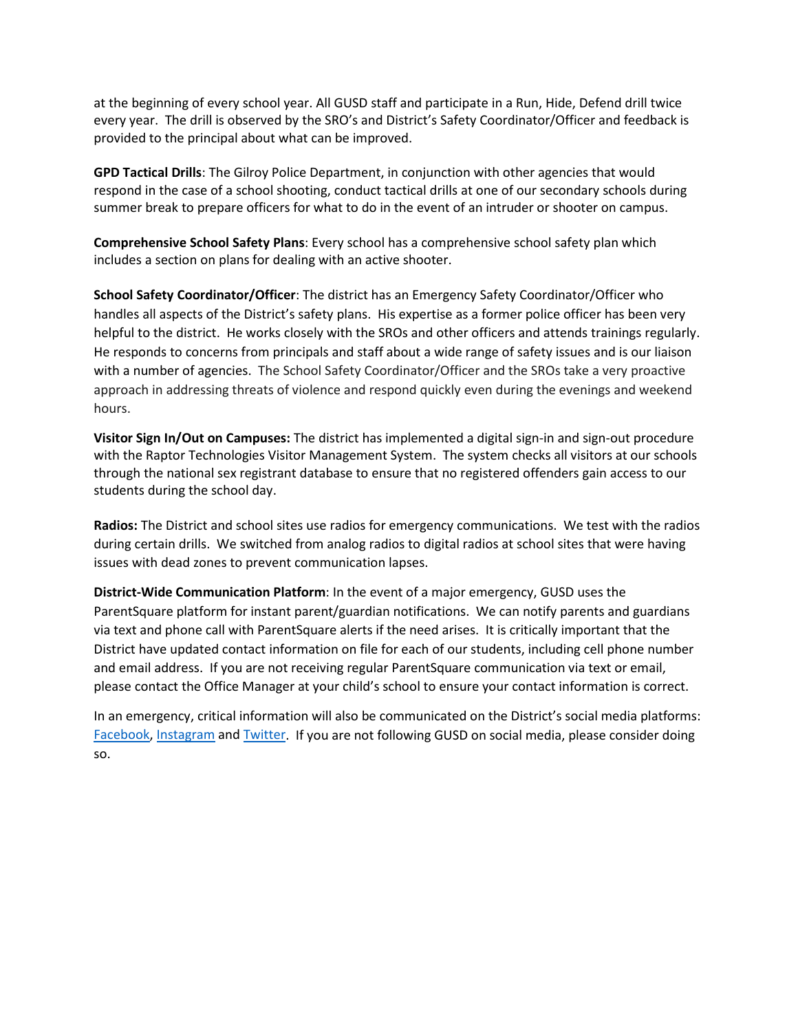at the beginning of every school year. All GUSD staff and participate in a Run, Hide, Defend drill twice every year. The drill is observed by the SRO's and District's Safety Coordinator/Officer and feedback is provided to the principal about what can be improved.

**GPD Tactical Drills**: The Gilroy Police Department, in conjunction with other agencies that would respond in the case of a school shooting, conduct tactical drills at one of our secondary schools during summer break to prepare officers for what to do in the event of an intruder or shooter on campus.

**Comprehensive School Safety Plans**: Every school has a comprehensive school safety plan which includes a section on plans for dealing with an active shooter.

**School Safety Coordinator/Officer**: The district has an Emergency Safety Coordinator/Officer who handles all aspects of the District's safety plans. His expertise as a former police officer has been very helpful to the district. He works closely with the SROs and other officers and attends trainings regularly. He responds to concerns from principals and staff about a wide range of safety issues and is our liaison with a number of agencies. The School Safety Coordinator/Officer and the SROs take a very proactive approach in addressing threats of violence and respond quickly even during the evenings and weekend hours.

**Visitor Sign In/Out on Campuses:** The district has implemented a digital sign-in and sign-out procedure with the Raptor Technologies Visitor Management System. The system checks all visitors at our schools through the national sex registrant database to ensure that no registered offenders gain access to our students during the school day.

**Radios:** The District and school sites use radios for emergency communications. We test with the radios during certain drills. We switched from analog radios to digital radios at school sites that were having issues with dead zones to prevent communication lapses.

**District-Wide Communication Platform**: In the event of a major emergency, GUSD uses the ParentSquare platform for instant parent/guardian notifications. We can notify parents and guardians via text and phone call with ParentSquare alerts if the need arises. It is critically important that the District have updated contact information on file for each of our students, including cell phone number and email address. If you are not receiving regular ParentSquare communication via text or email, please contact the Office Manager at your child's school to ensure your contact information is correct.

In an emergency, critical information will also be communicated on the District's social media platforms: Facebook, Instagram and Twitter. If you are not following GUSD on social media, please consider doing so.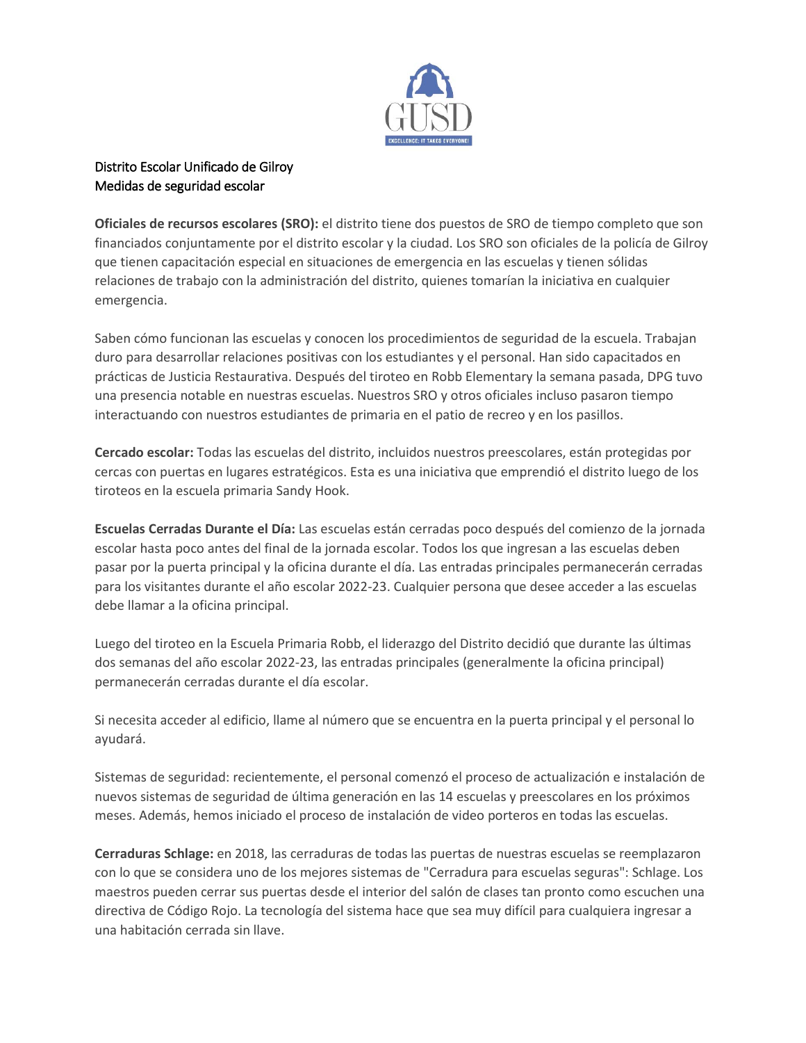Distrito Escolar Unificado de Gilroy
Medidas de seguridad escolar

**Oficiales de recursos escolares (SRO):** el distrito tiene dos puestos de SRO de tiempo completo que son financiados conjuntamente por el distrito escolar y la ciudad. Los SRO son oficiales de la policía de Gilroy que tienen capacitación especial en situaciones de emergencia en las escuelas y tienen sólidas relaciones de trabajo con la administración del distrito, quienes tomarían la iniciativa en cualquier emergencia.

Saben cómo funcionan las escuelas y conocen los procedimientos de seguridad de la escuela. Trabajan duro para desarrollar relaciones positivas con los estudiantes y el personal. Han sido capacitados en prácticas de Justicia Restaurativa. Después del tiroteo en Robb Elementary la semana pasada, DPG tuvo una presencia notable en nuestras escuelas. Nuestros SRO y otros oficiales incluso pasaron tiempo interactuando con nuestros estudiantes de primaria en el patio de recreo y en los pasillos.

**Cercado escolar:** Todas las escuelas del distrito, incluidos nuestros preescolares, están protegidas por cercas con puertas en lugares estratégicos. Esta es una iniciativa que emprendió el distrito luego de los tiroteos en la escuela primaria Sandy Hook.

**Escuelas Cerradas Durante el Día:** Las escuelas están cerradas poco después del comienzo de la jornada escolar hasta poco antes del final de la jornada escolar. Todos los que ingresan a las escuelas deben pasar por la puerta principal y la oficina durante el día. Las entradas principales permanecerán cerradas para los visitantes durante el año escolar 2022-23. Cualquier persona que desee acceder a las escuelas debe llamar a la oficina principal.

Luego del tiroteo en la Escuela Primaria Robb, el liderazgo del Distrito decidió que durante las últimas dos semanas del año escolar 2022-23, las entradas principales (generalmente la oficina principal) permanecerán cerradas durante el día escolar.

Si necesita acceder al edificio, llame al número que se encuentra en la puerta principal y el personal lo ayudará.

Sistemas de seguridad: recientemente, el personal comenzó el proceso de actualización e instalación de nuevos sistemas de seguridad de última generación en las 14 escuelas y preescolares en los próximos meses. Además, hemos iniciado el proceso de instalación de video porteros en todas las escuelas.

**Cerraduras Schlage:** en 2018, las cerraduras de todas las puertas de nuestras escuelas se reemplazaron con lo que se considera uno de los mejores sistemas de "Cerradura para escuelas seguras": Schlage. Los maestros pueden cerrar sus puertas desde el interior del salón de clases tan pronto como escuchen una directiva de Código Rojo. La tecnología del sistema hace que sea muy difícil para cualquiera ingresar a una habitación cerrada sin llave.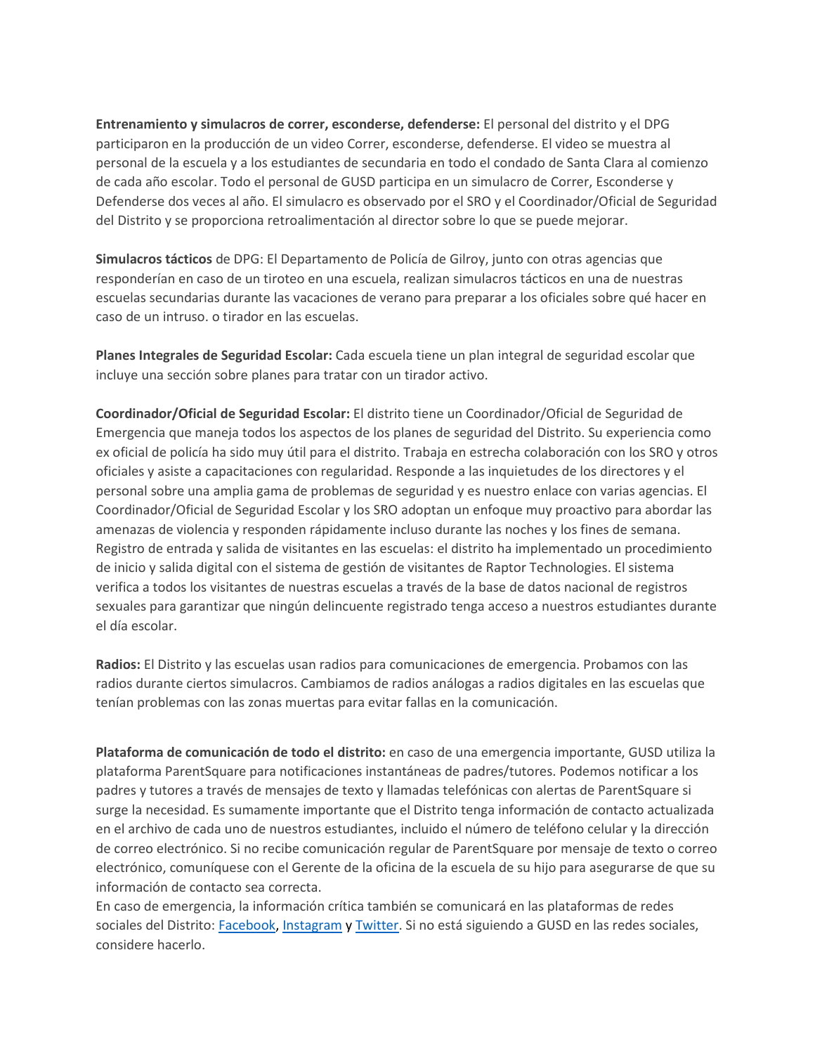**Entrenamiento y simulacros de correr, esconderse, defenderse:** El personal del distrito y el DPG participaron en la producción de un video Correr, esconderse, defenderse. El video se muestra al personal de la escuela y a los estudiantes de secundaria en todo el condado de Santa Clara al comienzo de cada año escolar. Todo el personal de GUSD participa en un simulacro de Correr, Esconderse y Defenderse dos veces al año. El simulacro es observado por el SRO y el Coordinador/Oficial de Seguridad del Distrito y se proporciona retroalimentación al director sobre lo que se puede mejorar.

**Simulacros tácticos** de DPG: El Departamento de Policía de Gilroy, junto con otras agencias que responderían en caso de un tiroteo en una escuela, realizan simulacros tácticos en una de nuestras escuelas secundarias durante las vacaciones de verano para preparar a los oficiales sobre qué hacer en caso de un intruso. o tirador en las escuelas.

**Planes Integrales de Seguridad Escolar:** Cada escuela tiene un plan integral de seguridad escolar que incluye una sección sobre planes para tratar con un tirador activo.

**Coordinador/Oficial de Seguridad Escolar:** El distrito tiene un Coordinador/Oficial de Seguridad de Emergencia que maneja todos los aspectos de los planes de seguridad del Distrito. Su experiencia como ex oficial de policía ha sido muy útil para el distrito. Trabaja en estrecha colaboración con los SRO y otros oficiales y asiste a capacitaciones con regularidad. Responde a las inquietudes de los directores y el personal sobre una amplia gama de problemas de seguridad y es nuestro enlace con varias agencias. El Coordinador/Oficial de Seguridad Escolar y los SRO adoptan un enfoque muy proactivo para abordar las amenazas de violencia y responden rápidamente incluso durante las noches y los fines de semana. Registro de entrada y salida de visitantes en las escuelas: el distrito ha implementado un procedimiento de inicio y salida digital con el sistema de gestión de visitantes de Raptor Technologies. El sistema verifica a todos los visitantes de nuestras escuelas a través de la base de datos nacional de registros sexuales para garantizar que ningún delincuente registrado tenga acceso a nuestros estudiantes durante el día escolar.

**Radios:** El Distrito y las escuelas usan radios para comunicaciones de emergencia. Probamos con las radios durante ciertos simulacros. Cambiamos de radios análogas a radios digitales en las escuelas que tenían problemas con las zonas muertas para evitar fallas en la comunicación.

**Plataforma de comunicación de todo el distrito:** en caso de una emergencia importante, GUSD utiliza la plataforma ParentSquare para notificaciones instantáneas de padres/tutores. Podemos notificar a los padres y tutores a través de mensajes de texto y llamadas telefónicas con alertas de ParentSquare si surge la necesidad. Es sumamente importante que el Distrito tenga información de contacto actualizada en el archivo de cada uno de nuestros estudiantes, incluido el número de teléfono celular y la dirección de correo electrónico. Si no recibe comunicación regular de ParentSquare por mensaje de texto o correo electrónico, comuníquese con el Gerente de la oficina de la escuela de su hijo para asegurarse de que su información de contacto sea correcta.
En caso de emergencia, la información crítica también se comunicará en las plataformas de redes sociales del Distrito: Facebook, Instagram y Twitter. Si no está siguiendo a GUSD en las redes sociales, considere hacerlo.